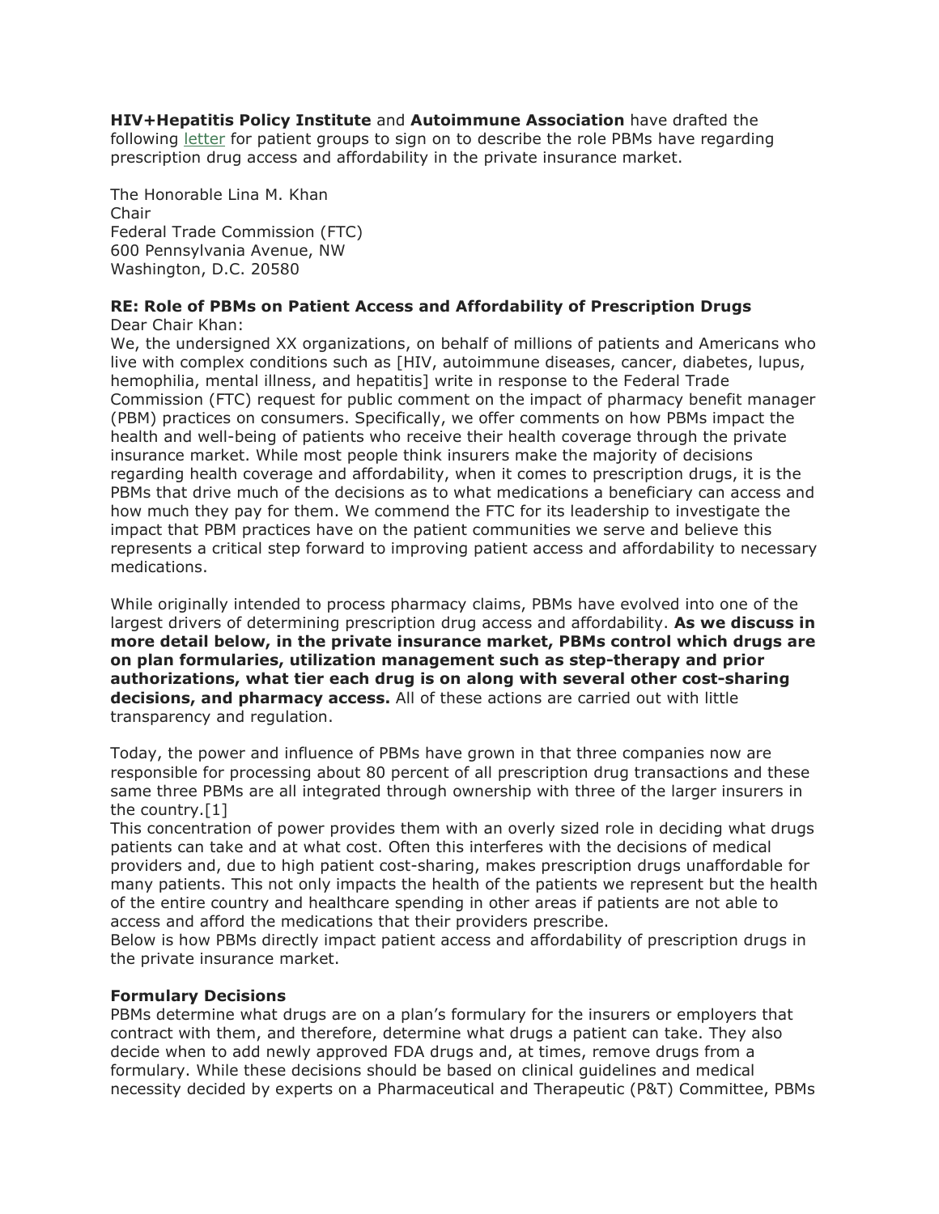**HIV+Hepatitis Policy Institute** and **Autoimmune Association** have drafted the following letter for patient groups to sign on to describe the role PBMs have regarding prescription drug access and affordability in the private insurance market.

The Honorable Lina M. Khan
Chair
Federal Trade Commission (FTC)
600 Pennsylvania Avenue, NW
Washington, D.C. 20580

**RE: Role of PBMs on Patient Access and Affordability of Prescription Drugs**

Dear Chair Khan:

We, the undersigned XX organizations, on behalf of millions of patients and Americans who live with complex conditions such as [HIV, autoimmune diseases, cancer, diabetes, lupus, hemophilia, mental illness, and hepatitis] write in response to the Federal Trade Commission (FTC) request for public comment on the impact of pharmacy benefit manager (PBM) practices on consumers. Specifically, we offer comments on how PBMs impact the health and well-being of patients who receive their health coverage through the private insurance market. While most people think insurers make the majority of decisions regarding health coverage and affordability, when it comes to prescription drugs, it is the PBMs that drive much of the decisions as to what medications a beneficiary can access and how much they pay for them. We commend the FTC for its leadership to investigate the impact that PBM practices have on the patient communities we serve and believe this represents a critical step forward to improving patient access and affordability to necessary medications.

While originally intended to process pharmacy claims, PBMs have evolved into one of the largest drivers of determining prescription drug access and affordability. **As we discuss in more detail below, in the private insurance market, PBMs control which drugs are on plan formularies, utilization management such as step-therapy and prior authorizations, what tier each drug is on along with several other cost-sharing decisions, and pharmacy access.** All of these actions are carried out with little transparency and regulation.

Today, the power and influence of PBMs have grown in that three companies now are responsible for processing about 80 percent of all prescription drug transactions and these same three PBMs are all integrated through ownership with three of the larger insurers in the country.[1]

This concentration of power provides them with an overly sized role in deciding what drugs patients can take and at what cost. Often this interferes with the decisions of medical providers and, due to high patient cost-sharing, makes prescription drugs unaffordable for many patients. This not only impacts the health of the patients we represent but the health of the entire country and healthcare spending in other areas if patients are not able to access and afford the medications that their providers prescribe.

Below is how PBMs directly impact patient access and affordability of prescription drugs in the private insurance market.

**Formulary Decisions**

PBMs determine what drugs are on a plan's formulary for the insurers or employers that contract with them, and therefore, determine what drugs a patient can take. They also decide when to add newly approved FDA drugs and, at times, remove drugs from a formulary. While these decisions should be based on clinical guidelines and medical necessity decided by experts on a Pharmaceutical and Therapeutic (P&T) Committee, PBMs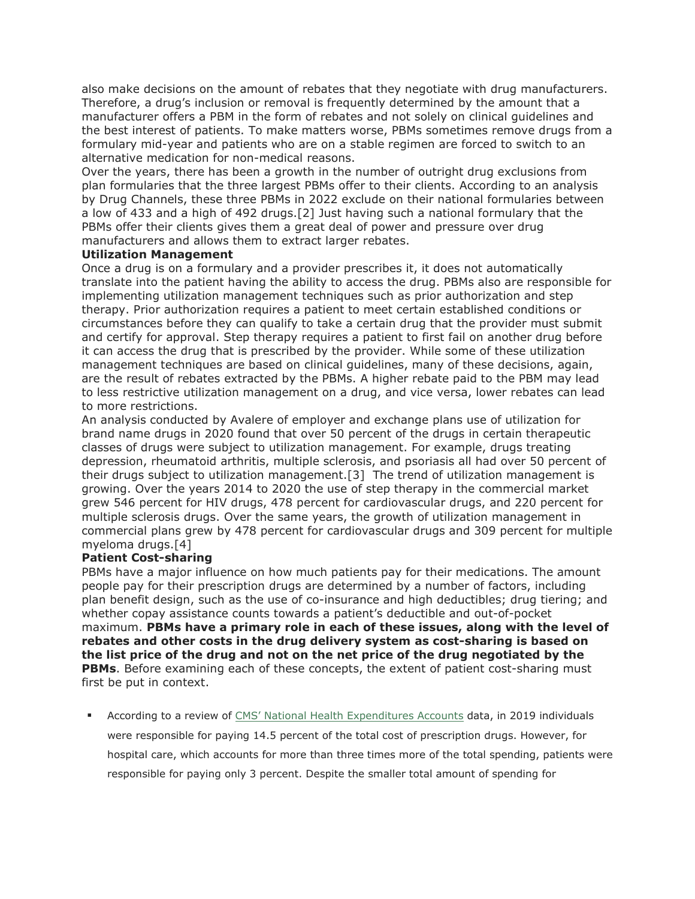also make decisions on the amount of rebates that they negotiate with drug manufacturers. Therefore, a drug's inclusion or removal is frequently determined by the amount that a manufacturer offers a PBM in the form of rebates and not solely on clinical guidelines and the best interest of patients. To make matters worse, PBMs sometimes remove drugs from a formulary mid-year and patients who are on a stable regimen are forced to switch to an alternative medication for non-medical reasons.

Over the years, there has been a growth in the number of outright drug exclusions from plan formularies that the three largest PBMs offer to their clients. According to an analysis by Drug Channels, these three PBMs in 2022 exclude on their national formularies between a low of 433 and a high of 492 drugs.[2] Just having such a national formulary that the PBMs offer their clients gives them a great deal of power and pressure over drug manufacturers and allows them to extract larger rebates.

**Utilization Management**

Once a drug is on a formulary and a provider prescribes it, it does not automatically translate into the patient having the ability to access the drug. PBMs also are responsible for implementing utilization management techniques such as prior authorization and step therapy. Prior authorization requires a patient to meet certain established conditions or circumstances before they can qualify to take a certain drug that the provider must submit and certify for approval. Step therapy requires a patient to first fail on another drug before it can access the drug that is prescribed by the provider. While some of these utilization management techniques are based on clinical guidelines, many of these decisions, again, are the result of rebates extracted by the PBMs. A higher rebate paid to the PBM may lead to less restrictive utilization management on a drug, and vice versa, lower rebates can lead to more restrictions.

An analysis conducted by Avalere of employer and exchange plans use of utilization for brand name drugs in 2020 found that over 50 percent of the drugs in certain therapeutic classes of drugs were subject to utilization management. For example, drugs treating depression, rheumatoid arthritis, multiple sclerosis, and psoriasis all had over 50 percent of their drugs subject to utilization management.[3] The trend of utilization management is growing. Over the years 2014 to 2020 the use of step therapy in the commercial market grew 546 percent for HIV drugs, 478 percent for cardiovascular drugs, and 220 percent for multiple sclerosis drugs. Over the same years, the growth of utilization management in commercial plans grew by 478 percent for cardiovascular drugs and 309 percent for multiple myeloma drugs.[4]

**Patient Cost-sharing**

PBMs have a major influence on how much patients pay for their medications. The amount people pay for their prescription drugs are determined by a number of factors, including plan benefit design, such as the use of co-insurance and high deductibles; drug tiering; and whether copay assistance counts towards a patient's deductible and out-of-pocket maximum. **PBMs have a primary role in each of these issues, along with the level of rebates and other costs in the drug delivery system as cost-sharing is based on the list price of the drug and not on the net price of the drug negotiated by the PBMs**. Before examining each of these concepts, the extent of patient cost-sharing must first be put in context.

- According to a review of CMS' National Health Expenditures Accounts data, in 2019 individuals were responsible for paying 14.5 percent of the total cost of prescription drugs. However, for hospital care, which accounts for more than three times more of the total spending, patients were responsible for paying only 3 percent. Despite the smaller total amount of spending for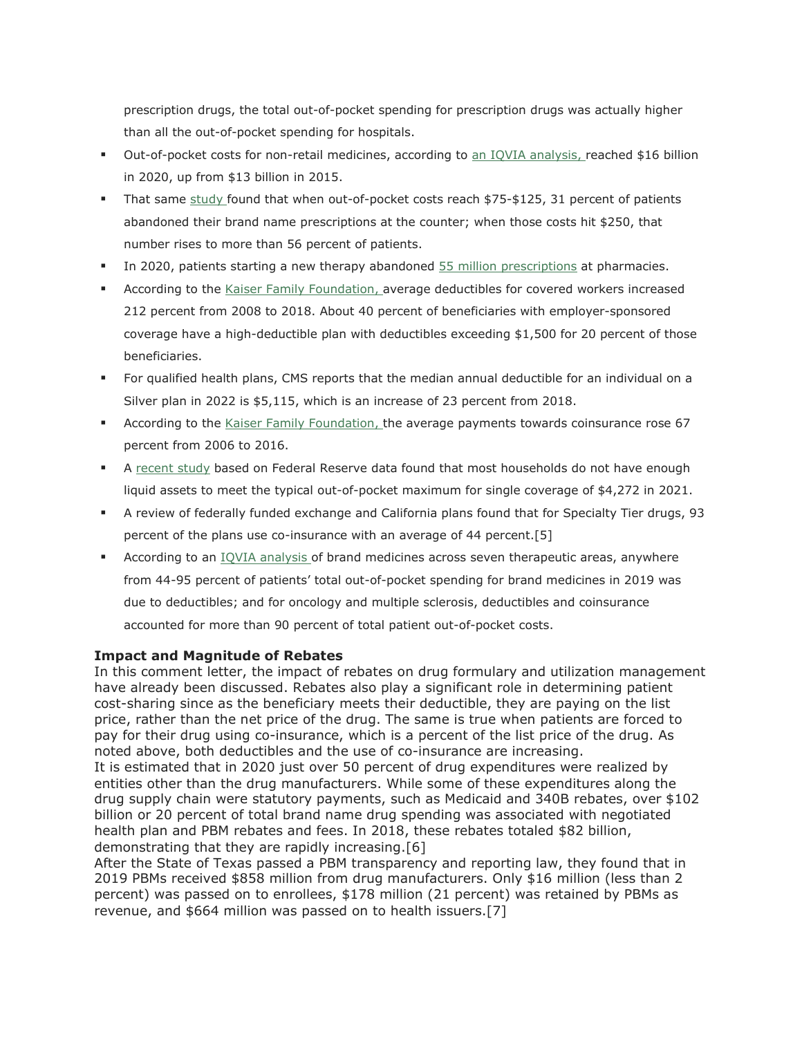prescription drugs, the total out-of-pocket spending for prescription drugs was actually higher than all the out-of-pocket spending for hospitals.

- Out-of-pocket costs for non-retail medicines, according to an IQVIA analysis, reached $16 billion in 2020, up from $13 billion in 2015.
- That same study found that when out-of-pocket costs reach $75-$125, 31 percent of patients abandoned their brand name prescriptions at the counter; when those costs hit $250, that number rises to more than 56 percent of patients.
- In 2020, patients starting a new therapy abandoned 55 million prescriptions at pharmacies.
- According to the Kaiser Family Foundation, average deductibles for covered workers increased 212 percent from 2008 to 2018. About 40 percent of beneficiaries with employer-sponsored coverage have a high-deductible plan with deductibles exceeding $1,500 for 20 percent of those beneficiaries.
- For qualified health plans, CMS reports that the median annual deductible for an individual on a Silver plan in 2022 is $5,115, which is an increase of 23 percent from 2018.
- According to the Kaiser Family Foundation, the average payments towards coinsurance rose 67 percent from 2006 to 2016.
- A recent study based on Federal Reserve data found that most households do not have enough liquid assets to meet the typical out-of-pocket maximum for single coverage of $4,272 in 2021.
- A review of federally funded exchange and California plans found that for Specialty Tier drugs, 93 percent of the plans use co-insurance with an average of 44 percent.[5]
- According to an IQVIA analysis of brand medicines across seven therapeutic areas, anywhere from 44-95 percent of patients' total out-of-pocket spending for brand medicines in 2019 was due to deductibles; and for oncology and multiple sclerosis, deductibles and coinsurance accounted for more than 90 percent of total patient out-of-pocket costs.

**Impact and Magnitude of Rebates**

In this comment letter, the impact of rebates on drug formulary and utilization management have already been discussed. Rebates also play a significant role in determining patient cost-sharing since as the beneficiary meets their deductible, they are paying on the list price, rather than the net price of the drug. The same is true when patients are forced to pay for their drug using co-insurance, which is a percent of the list price of the drug. As noted above, both deductibles and the use of co-insurance are increasing.

It is estimated that in 2020 just over 50 percent of drug expenditures were realized by entities other than the drug manufacturers. While some of these expenditures along the drug supply chain were statutory payments, such as Medicaid and 340B rebates, over $102 billion or 20 percent of total brand name drug spending was associated with negotiated health plan and PBM rebates and fees. In 2018, these rebates totaled $82 billion, demonstrating that they are rapidly increasing.[6]

After the State of Texas passed a PBM transparency and reporting law, they found that in 2019 PBMs received $858 million from drug manufacturers. Only $16 million (less than 2 percent) was passed on to enrollees, $178 million (21 percent) was retained by PBMs as revenue, and $664 million was passed on to health issuers.[7]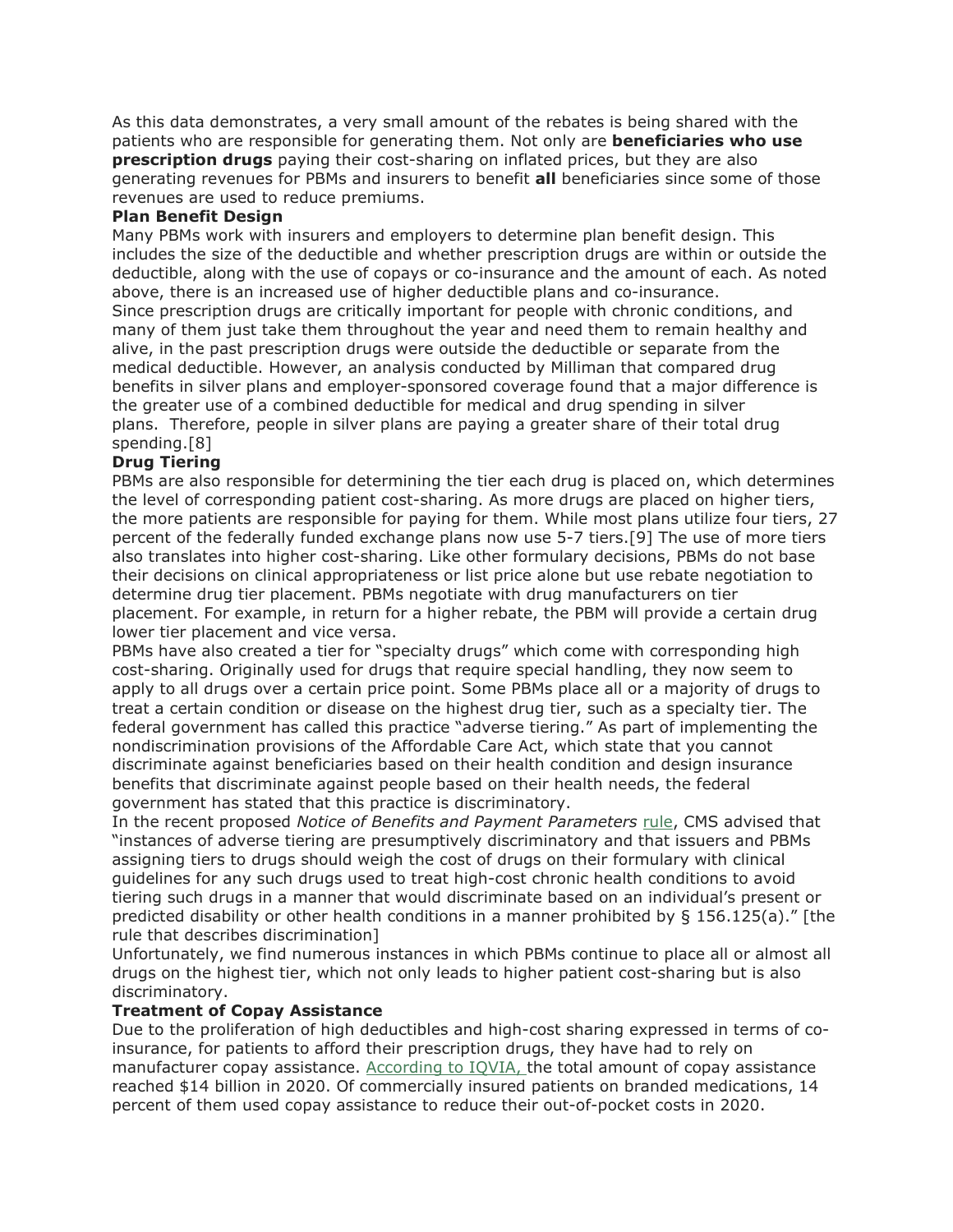As this data demonstrates, a very small amount of the rebates is being shared with the patients who are responsible for generating them. Not only are **beneficiaries who use prescription drugs** paying their cost-sharing on inflated prices, but they are also generating revenues for PBMs and insurers to benefit **all** beneficiaries since some of those revenues are used to reduce premiums.

**Plan Benefit Design**

Many PBMs work with insurers and employers to determine plan benefit design. This includes the size of the deductible and whether prescription drugs are within or outside the deductible, along with the use of copays or co-insurance and the amount of each. As noted above, there is an increased use of higher deductible plans and co-insurance.

Since prescription drugs are critically important for people with chronic conditions, and many of them just take them throughout the year and need them to remain healthy and alive, in the past prescription drugs were outside the deductible or separate from the medical deductible. However, an analysis conducted by Milliman that compared drug benefits in silver plans and employer-sponsored coverage found that a major difference is the greater use of a combined deductible for medical and drug spending in silver plans. Therefore, people in silver plans are paying a greater share of their total drug spending.[8]

**Drug Tiering**

PBMs are also responsible for determining the tier each drug is placed on, which determines the level of corresponding patient cost-sharing. As more drugs are placed on higher tiers, the more patients are responsible for paying for them. While most plans utilize four tiers, 27 percent of the federally funded exchange plans now use 5-7 tiers.[9] The use of more tiers also translates into higher cost-sharing. Like other formulary decisions, PBMs do not base their decisions on clinical appropriateness or list price alone but use rebate negotiation to determine drug tier placement. PBMs negotiate with drug manufacturers on tier placement. For example, in return for a higher rebate, the PBM will provide a certain drug lower tier placement and vice versa.

PBMs have also created a tier for "specialty drugs" which come with corresponding high cost-sharing. Originally used for drugs that require special handling, they now seem to apply to all drugs over a certain price point. Some PBMs place all or a majority of drugs to treat a certain condition or disease on the highest drug tier, such as a specialty tier. The federal government has called this practice "adverse tiering." As part of implementing the nondiscrimination provisions of the Affordable Care Act, which state that you cannot discriminate against beneficiaries based on their health condition and design insurance benefits that discriminate against people based on their health needs, the federal government has stated that this practice is discriminatory.

In the recent proposed *Notice of Benefits and Payment Parameters* rule, CMS advised that "instances of adverse tiering are presumptively discriminatory and that issuers and PBMs assigning tiers to drugs should weigh the cost of drugs on their formulary with clinical guidelines for any such drugs used to treat high-cost chronic health conditions to avoid tiering such drugs in a manner that would discriminate based on an individual's present or predicted disability or other health conditions in a manner prohibited by § 156.125(a)." [the rule that describes discrimination]

Unfortunately, we find numerous instances in which PBMs continue to place all or almost all drugs on the highest tier, which not only leads to higher patient cost-sharing but is also discriminatory.

**Treatment of Copay Assistance**

Due to the proliferation of high deductibles and high-cost sharing expressed in terms of co-insurance, for patients to afford their prescription drugs, they have had to rely on manufacturer copay assistance. According to IQVIA, the total amount of copay assistance reached $14 billion in 2020. Of commercially insured patients on branded medications, 14 percent of them used copay assistance to reduce their out-of-pocket costs in 2020.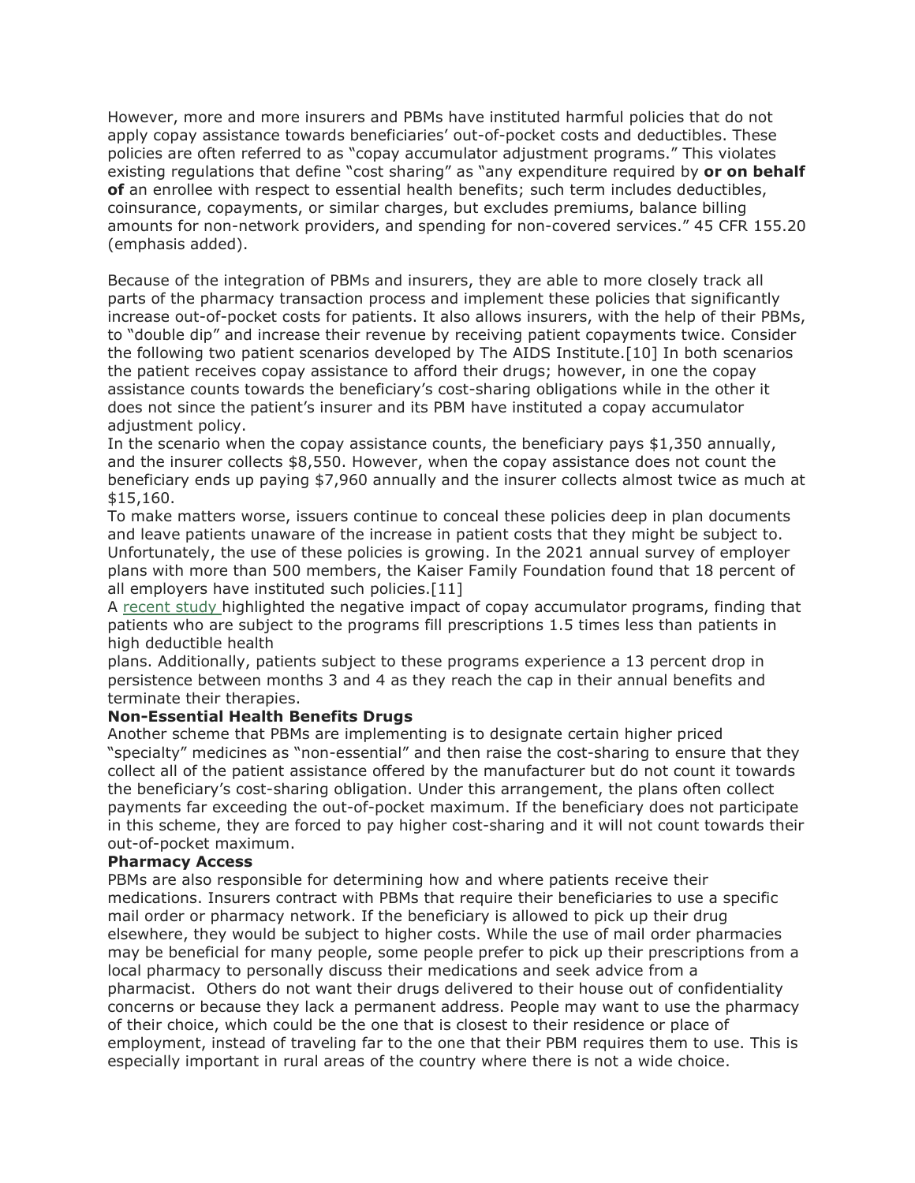However, more and more insurers and PBMs have instituted harmful policies that do not apply copay assistance towards beneficiaries' out-of-pocket costs and deductibles. These policies are often referred to as "copay accumulator adjustment programs." This violates existing regulations that define "cost sharing" as "any expenditure required by **or on behalf of** an enrollee with respect to essential health benefits; such term includes deductibles, coinsurance, copayments, or similar charges, but excludes premiums, balance billing amounts for non-network providers, and spending for non-covered services." 45 CFR 155.20 (emphasis added).

Because of the integration of PBMs and insurers, they are able to more closely track all parts of the pharmacy transaction process and implement these policies that significantly increase out-of-pocket costs for patients. It also allows insurers, with the help of their PBMs, to "double dip" and increase their revenue by receiving patient copayments twice. Consider the following two patient scenarios developed by The AIDS Institute.[10] In both scenarios the patient receives copay assistance to afford their drugs; however, in one the copay assistance counts towards the beneficiary's cost-sharing obligations while in the other it does not since the patient's insurer and its PBM have instituted a copay accumulator adjustment policy.

In the scenario when the copay assistance counts, the beneficiary pays $1,350 annually, and the insurer collects $8,550. However, when the copay assistance does not count the beneficiary ends up paying $7,960 annually and the insurer collects almost twice as much at $15,160.

To make matters worse, issuers continue to conceal these policies deep in plan documents and leave patients unaware of the increase in patient costs that they might be subject to. Unfortunately, the use of these policies is growing. In the 2021 annual survey of employer plans with more than 500 members, the Kaiser Family Foundation found that 18 percent of all employers have instituted such policies.[11]

A recent study highlighted the negative impact of copay accumulator programs, finding that patients who are subject to the programs fill prescriptions 1.5 times less than patients in high deductible health plans. Additionally, patients subject to these programs experience a 13 percent drop in persistence between months 3 and 4 as they reach the cap in their annual benefits and terminate their therapies.

**Non-Essential Health Benefits Drugs**

Another scheme that PBMs are implementing is to designate certain higher priced "specialty" medicines as "non-essential" and then raise the cost-sharing to ensure that they collect all of the patient assistance offered by the manufacturer but do not count it towards the beneficiary's cost-sharing obligation. Under this arrangement, the plans often collect payments far exceeding the out-of-pocket maximum. If the beneficiary does not participate in this scheme, they are forced to pay higher cost-sharing and it will not count towards their out-of-pocket maximum.

**Pharmacy Access**

PBMs are also responsible for determining how and where patients receive their medications. Insurers contract with PBMs that require their beneficiaries to use a specific mail order or pharmacy network. If the beneficiary is allowed to pick up their drug elsewhere, they would be subject to higher costs. While the use of mail order pharmacies may be beneficial for many people, some people prefer to pick up their prescriptions from a local pharmacy to personally discuss their medications and seek advice from a pharmacist. Others do not want their drugs delivered to their house out of confidentiality concerns or because they lack a permanent address. People may want to use the pharmacy of their choice, which could be the one that is closest to their residence or place of employment, instead of traveling far to the one that their PBM requires them to use. This is especially important in rural areas of the country where there is not a wide choice.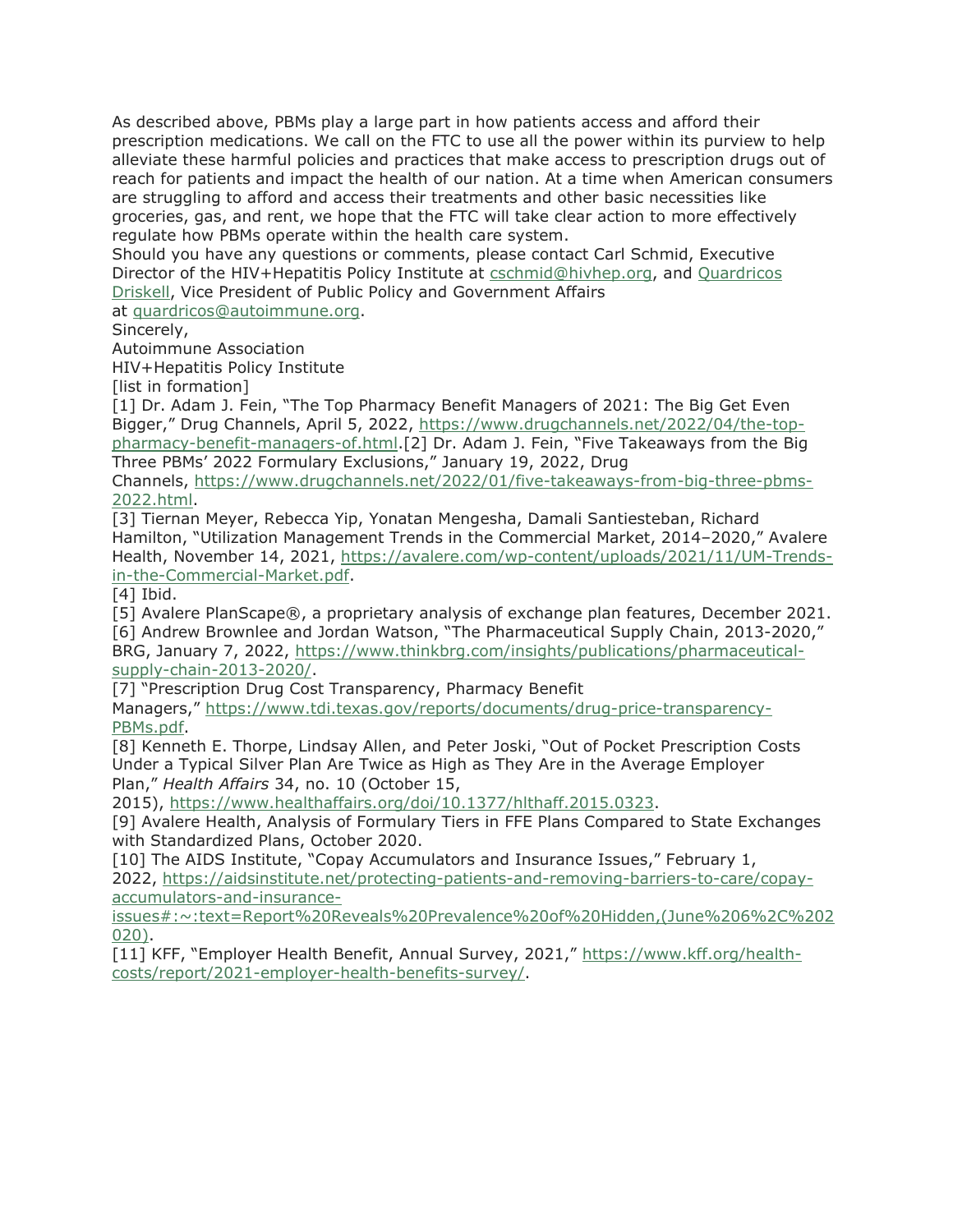As described above, PBMs play a large part in how patients access and afford their prescription medications. We call on the FTC to use all the power within its purview to help alleviate these harmful policies and practices that make access to prescription drugs out of reach for patients and impact the health of our nation. At a time when American consumers are struggling to afford and access their treatments and other basic necessities like groceries, gas, and rent, we hope that the FTC will take clear action to more effectively regulate how PBMs operate within the health care system.

Should you have any questions or comments, please contact Carl Schmid, Executive Director of the HIV+Hepatitis Policy Institute at cschmid@hivhep.org, and Quardricos Driskell, Vice President of Public Policy and Government Affairs at quardricos@autoimmune.org.

Sincerely,

Autoimmune Association

HIV+Hepatitis Policy Institute

[list in formation]

[1] Dr. Adam J. Fein, "The Top Pharmacy Benefit Managers of 2021: The Big Get Even Bigger," Drug Channels, April 5, 2022, https://www.drugchannels.net/2022/04/the-top-pharmacy-benefit-managers-of.html.[2] Dr. Adam J. Fein, "Five Takeaways from the Big Three PBMs' 2022 Formulary Exclusions," January 19, 2022, Drug Channels, https://www.drugchannels.net/2022/01/five-takeaways-from-big-three-pbms-2022.html.

[3] Tiernan Meyer, Rebecca Yip, Yonatan Mengesha, Damali Santiesteban, Richard Hamilton, "Utilization Management Trends in the Commercial Market, 2014–2020," Avalere Health, November 14, 2021, https://avalere.com/wp-content/uploads/2021/11/UM-Trends-in-the-Commercial-Market.pdf.

[4] Ibid.

[5] Avalere PlanScape®, a proprietary analysis of exchange plan features, December 2021.

[6] Andrew Brownlee and Jordan Watson, "The Pharmaceutical Supply Chain, 2013-2020," BRG, January 7, 2022, https://www.thinkbrg.com/insights/publications/pharmaceutical-supply-chain-2013-2020/.

[7] "Prescription Drug Cost Transparency, Pharmacy Benefit Managers," https://www.tdi.texas.gov/reports/documents/drug-price-transparency-PBMs.pdf.

[8] Kenneth E. Thorpe, Lindsay Allen, and Peter Joski, "Out of Pocket Prescription Costs Under a Typical Silver Plan Are Twice as High as They Are in the Average Employer Plan," *Health Affairs* 34, no. 10 (October 15, 2015), https://www.healthaffairs.org/doi/10.1377/hlthaff.2015.0323.

[9] Avalere Health, Analysis of Formulary Tiers in FFE Plans Compared to State Exchanges with Standardized Plans, October 2020.

[10] The AIDS Institute, "Copay Accumulators and Insurance Issues," February 1, 2022, https://aidsinstitute.net/protecting-patients-and-removing-barriers-to-care/copay-accumulators-and-insurance-issues#:~:text=Report%20Reveals%20Prevalence%20of%20Hidden,(June%206%2C%202020).

[11] KFF, "Employer Health Benefit, Annual Survey, 2021," https://www.kff.org/health-costs/report/2021-employer-health-benefits-survey/.